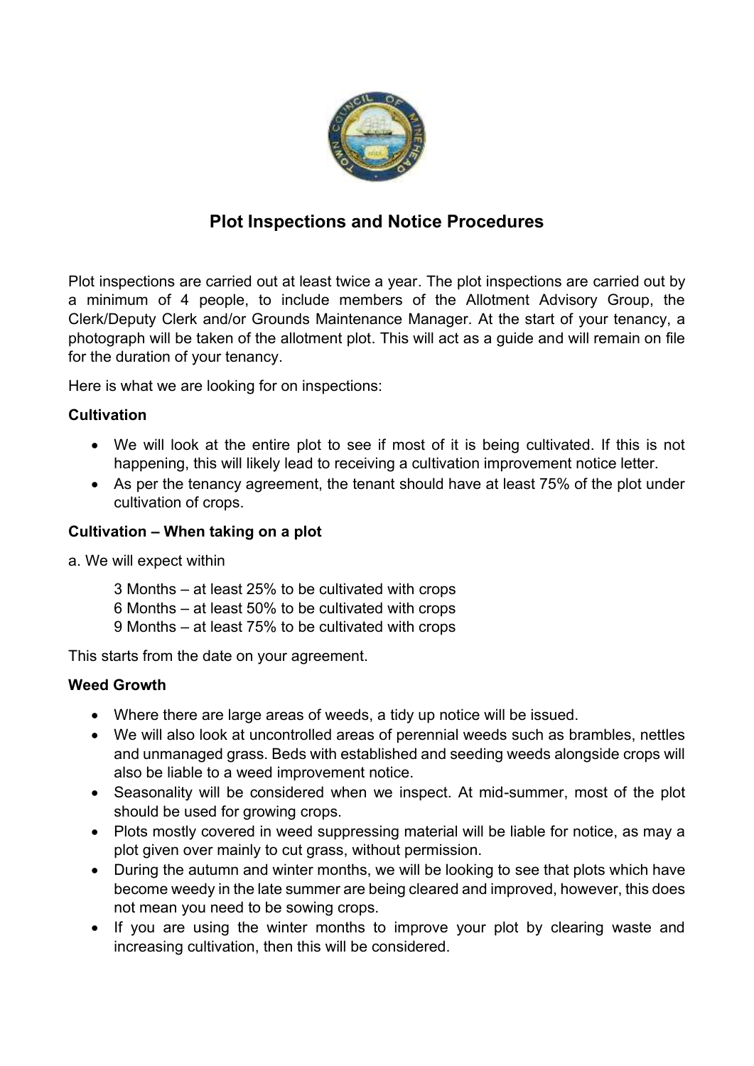# Plot Inspections and Notice Procedures

Plot inspections are carried out at least twice a year. The plot inspections are carried out by a minimum of 4 people, to include members of the Allotment Advisory Group, the Clerk/Deputy Clerk and/or Grounds Maintenance Manager. At the start of your tenancy, a photograph will be taken of the allotment plot. This will act as a guide and will remain on file for the duration of your tenancy.

Here is what we are looking for on inspections:

### Cultivation

- We will look at the entire plot to see if most of it is being cultivated. If this is not happening, this will likely lead to receiving a cultivation improvement notice letter.
- As per the tenancy agreement, the tenant should have at least 75% of the plot under cultivation of crops.

### Cultivation – When taking on a plot

a. We will expect within

3 Months – at least 25% to be cultivated with crops
6 Months – at least 50% to be cultivated with crops
9 Months – at least 75% to be cultivated with crops

This starts from the date on your agreement.

### Weed Growth

- Where there are large areas of weeds, a tidy up notice will be issued.
- We will also look at uncontrolled areas of perennial weeds such as brambles, nettles and unmanaged grass. Beds with established and seeding weeds alongside crops will also be liable to a weed improvement notice.
- Seasonality will be considered when we inspect. At mid-summer, most of the plot should be used for growing crops.
- Plots mostly covered in weed suppressing material will be liable for notice, as may a plot given over mainly to cut grass, without permission.
- During the autumn and winter months, we will be looking to see that plots which have become weedy in the late summer are being cleared and improved, however, this does not mean you need to be sowing crops.
- If you are using the winter months to improve your plot by clearing waste and increasing cultivation, then this will be considered.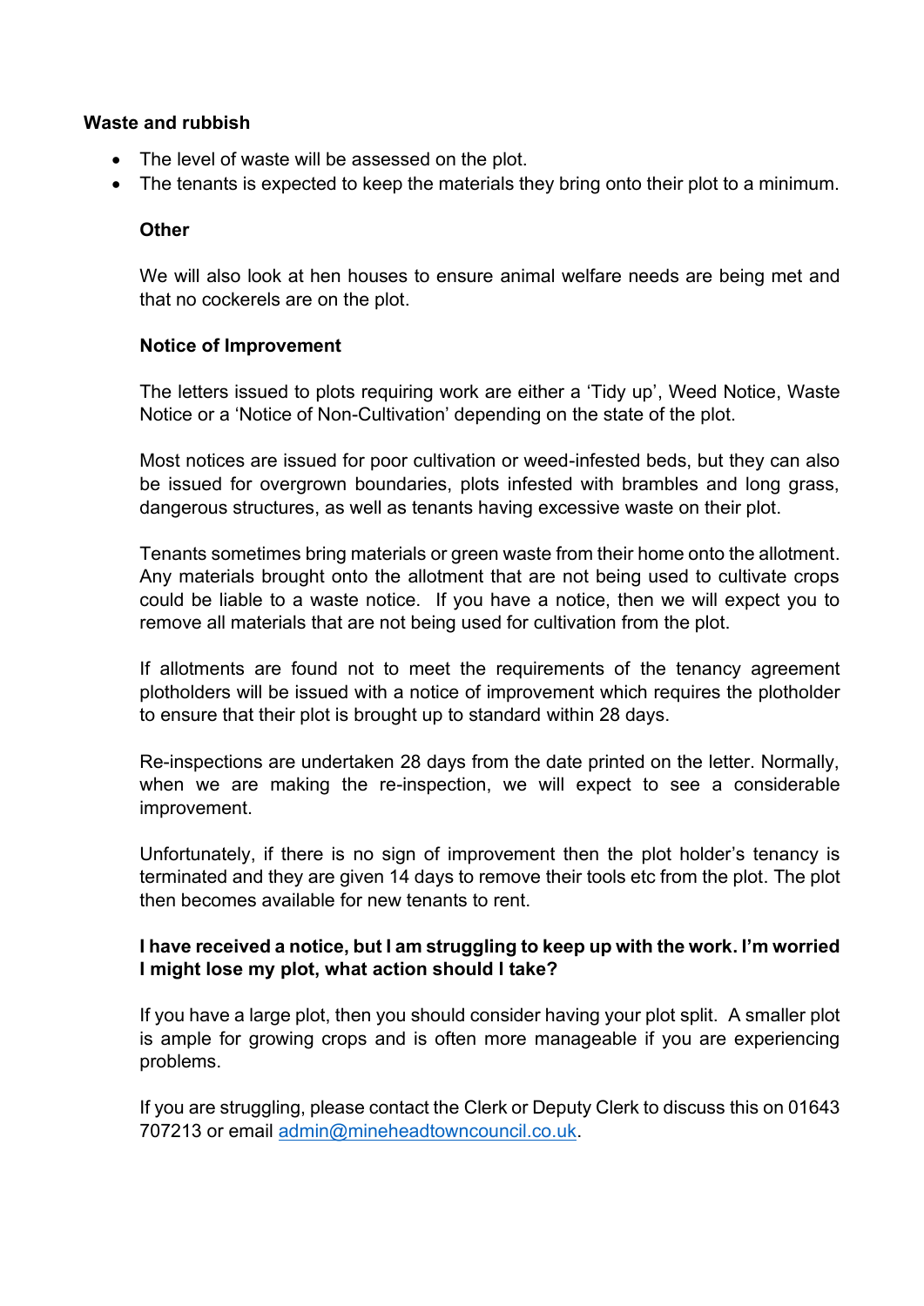**Waste and rubbish**

- The level of waste will be assessed on the plot.
- The tenants is expected to keep the materials they bring onto their plot to a minimum.

**Other**

We will also look at hen houses to ensure animal welfare needs are being met and that no cockerels are on the plot.

**Notice of Improvement**

The letters issued to plots requiring work are either a 'Tidy up', Weed Notice, Waste Notice or a 'Notice of Non-Cultivation' depending on the state of the plot.

Most notices are issued for poor cultivation or weed-infested beds, but they can also be issued for overgrown boundaries, plots infested with brambles and long grass, dangerous structures, as well as tenants having excessive waste on their plot.

Tenants sometimes bring materials or green waste from their home onto the allotment. Any materials brought onto the allotment that are not being used to cultivate crops could be liable to a waste notice. If you have a notice, then we will expect you to remove all materials that are not being used for cultivation from the plot.

If allotments are found not to meet the requirements of the tenancy agreement plotholders will be issued with a notice of improvement which requires the plotholder to ensure that their plot is brought up to standard within 28 days.

Re-inspections are undertaken 28 days from the date printed on the letter. Normally, when we are making the re-inspection, we will expect to see a considerable improvement.

Unfortunately, if there is no sign of improvement then the plot holder's tenancy is terminated and they are given 14 days to remove their tools etc from the plot. The plot then becomes available for new tenants to rent.

**I have received a notice, but I am struggling to keep up with the work. I'm worried I might lose my plot, what action should I take?**

If you have a large plot, then you should consider having your plot split. A smaller plot is ample for growing crops and is often more manageable if you are experiencing problems.

If you are struggling, please contact the Clerk or Deputy Clerk to discuss this on 01643 707213 or email admin@mineheadtowncouncil.co.uk.